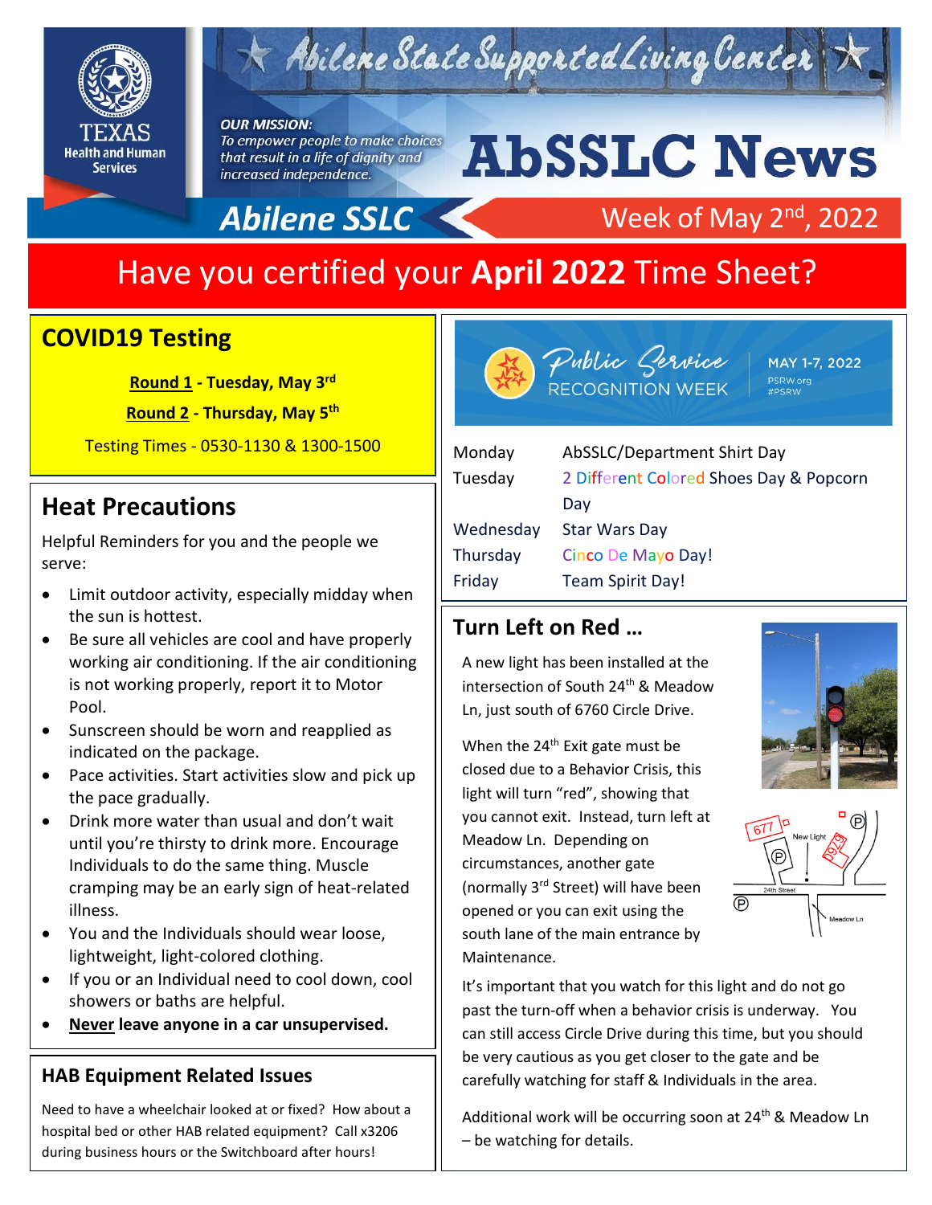# Abilene State Supported Living Center

TEXAS Health and Human Services

*OUR MISSION:*
*To empower people to make choices that result in a life of dignity and increased independence.*

# AbSSLC News

**Abilene SSLC**

Week of May 2nd, 2022

## Have you certified your **April 2022** Time Sheet?

## COVID19 Testing

**Round 1 - Tuesday, May 3rd**

**Round 2 - Thursday, May 5th**

Testing Times - 0530-1130 & 1300-1500

## Heat Precautions

Helpful Reminders for you and the people we serve:

- Limit outdoor activity, especially midday when the sun is hottest.
- Be sure all vehicles are cool and have properly working air conditioning. If the air conditioning is not working properly, report it to Motor Pool.
- Sunscreen should be worn and reapplied as indicated on the package.
- Pace activities. Start activities slow and pick up the pace gradually.
- Drink more water than usual and don't wait until you're thirsty to drink more. Encourage Individuals to do the same thing. Muscle cramping may be an early sign of heat-related illness.
- You and the Individuals should wear loose, lightweight, light-colored clothing.
- If you or an Individual need to cool down, cool showers or baths are helpful.
- **Never leave anyone in a car unsupervised.**

### HAB Equipment Related Issues

Need to have a wheelchair looked at or fixed? How about a hospital bed or other HAB related equipment? Call x3206 during business hours or the Switchboard after hours!

## Public Service RECOGNITION WEEK

MAY 1-7, 2022
PSRW.org
#PSRW

| | |
|---|---|
| Monday | AbSSLC/Department Shirt Day |
| Tuesday | 2 Different Colored Shoes Day & Popcorn Day |
| Wednesday | Star Wars Day |
| Thursday | Cinco De Mayo Day! |
| Friday | Team Spirit Day! |

## Turn Left on Red …

A new light has been installed at the intersection of South 24th & Meadow Ln, just south of 6760 Circle Drive.

When the 24th Exit gate must be closed due to a Behavior Crisis, this light will turn "red", showing that you cannot exit. Instead, turn left at Meadow Ln. Depending on circumstances, another gate (normally 3rd Street) will have been opened or you can exit using the south lane of the main entrance by Maintenance.

It's important that you watch for this light and do not go past the turn-off when a behavior crisis is underway. You can still access Circle Drive during this time, but you should be very cautious as you get closer to the gate and be carefully watching for staff & Individuals in the area.

Additional work will be occurring soon at 24th & Meadow Ln – be watching for details.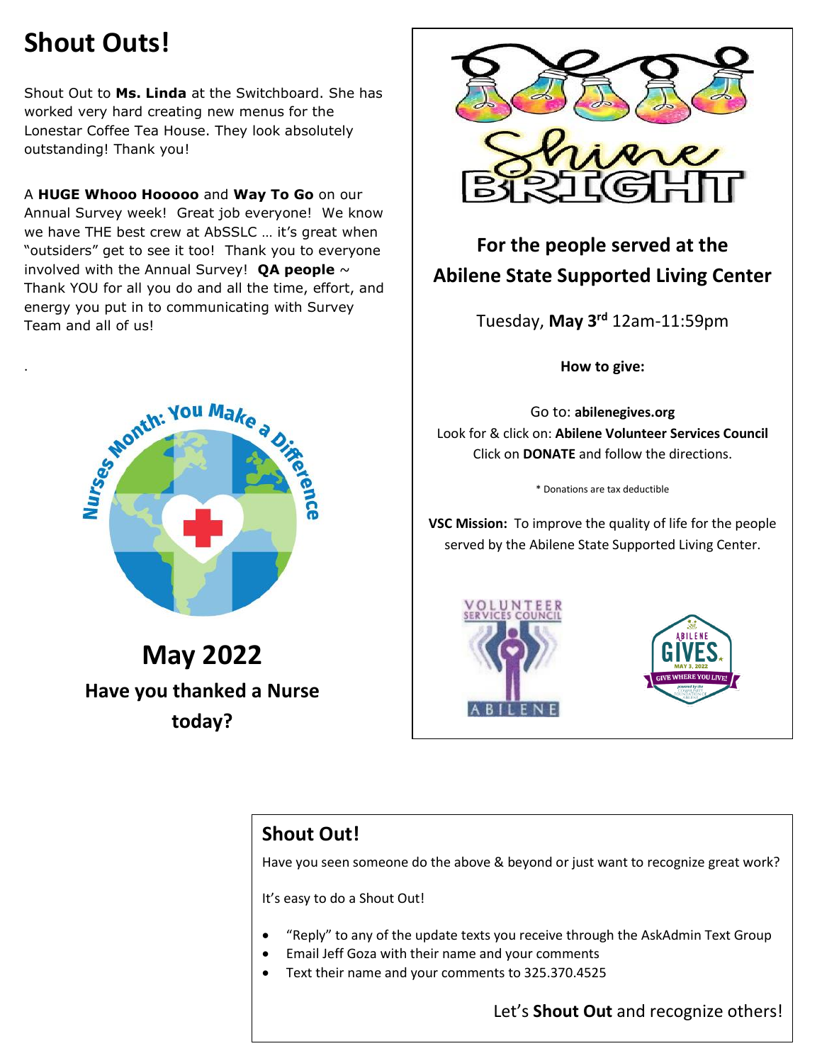# Shout Outs!

Shout Out to **Ms. Linda** at the Switchboard. She has worked very hard creating new menus for the Lonestar Coffee Tea House. They look absolutely outstanding! Thank you!

A **HUGE Whooo Hooooo** and **Way To Go** on our Annual Survey week! Great job everyone! We know we have THE best crew at AbSSLC … it's great when "outsiders" get to see it too! Thank you to everyone involved with the Annual Survey! **QA people** ~ Thank YOU for all you do and all the time, effort, and energy you put in to communicating with Survey Team and all of us!

.

Nurses Month: You Make a Difference

## May 2022

### Have you thanked a Nurse today?

Shine BRIGHT

### For the people served at the Abilene State Supported Living Center

Tuesday, **May 3rd** 12am-11:59pm

**How to give:**

Go to: **abilenegives.org**
Look for & click on: **Abilene Volunteer Services Council**
Click on **DONATE** and follow the directions.

\* Donations are tax deductible

**VSC Mission:** To improve the quality of life for the people served by the Abilene State Supported Living Center.

VOLUNTEER SERVICES COUNCIL ABILENE

ABILENE GIVES MAY 3, 2022 GIVE WHERE YOU LIVE!

## Shout Out!

Have you seen someone do the above & beyond or just want to recognize great work?

It's easy to do a Shout Out!

- "Reply" to any of the update texts you receive through the AskAdmin Text Group
- Email Jeff Goza with their name and your comments
- Text their name and your comments to 325.370.4525

Let's **Shout Out** and recognize others!